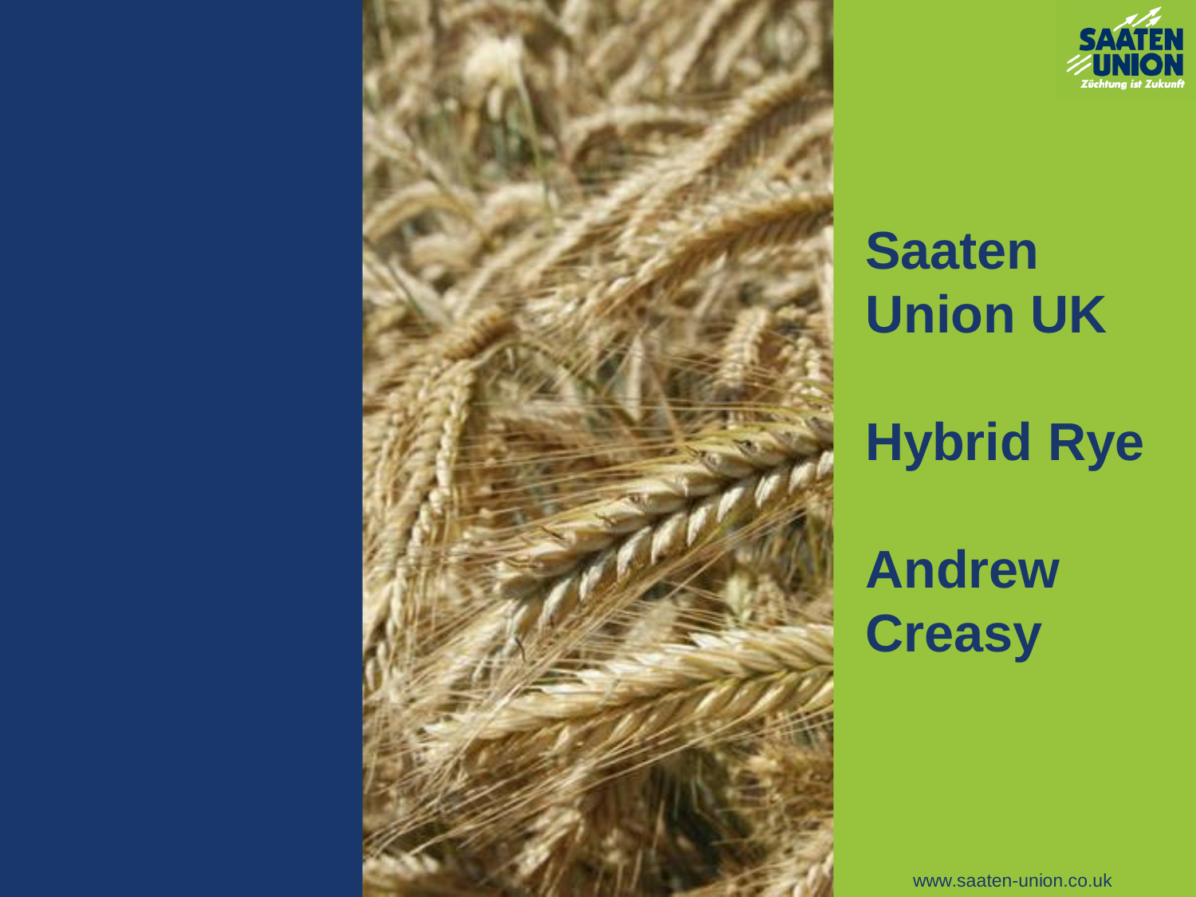SAATEN UNION

Züchtung ist Zukunft

# Saaten Union UK

# Hybrid Rye

# Andrew Creasy

www.saaten-union.co.uk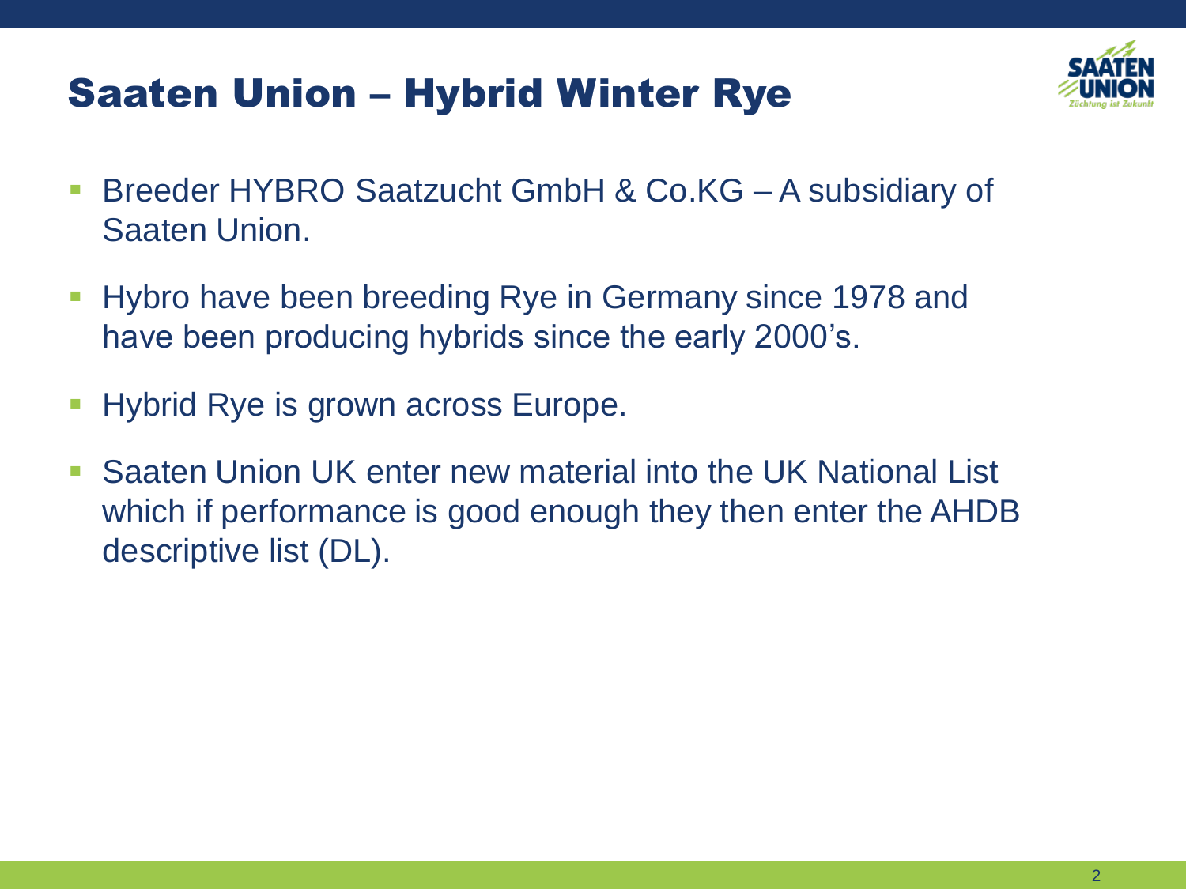# Saaten Union – Hybrid Winter Rye

- Breeder HYBRO Saatzucht GmbH & Co.KG – A subsidiary of Saaten Union.
- Hybro have been breeding Rye in Germany since 1978 and have been producing hybrids since the early 2000's.
- Hybrid Rye is grown across Europe.
- Saaten Union UK enter new material into the UK National List which if performance is good enough they then enter the AHDB descriptive list (DL).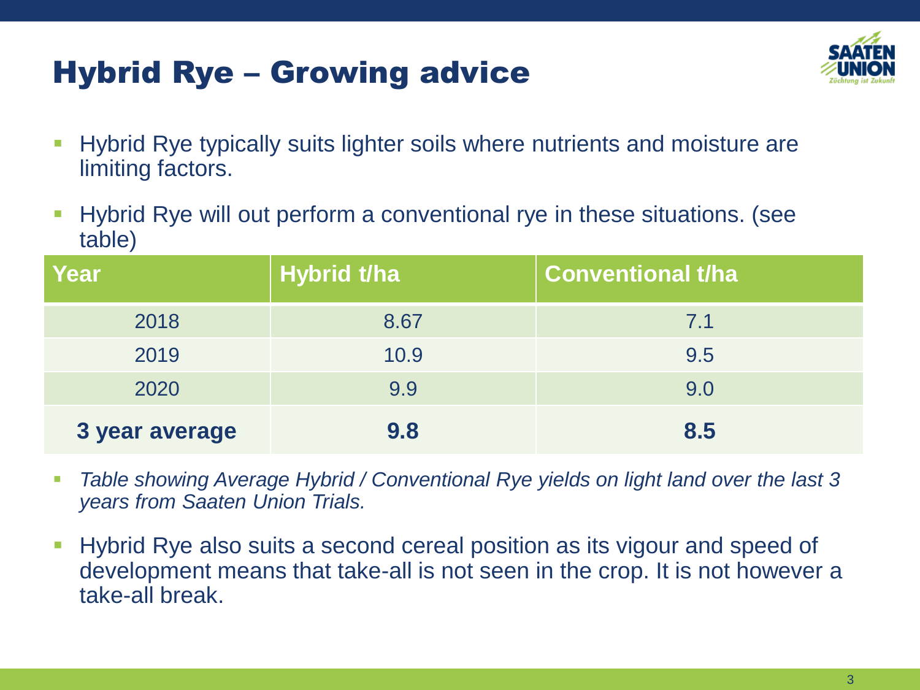# Hybrid Rye – Growing advice

- Hybrid Rye typically suits lighter soils where nutrients and moisture are limiting factors.
- Hybrid Rye will out perform a conventional rye in these situations. (see table)

| Year | Hybrid t/ha | Conventional t/ha |
|---|---|---|
| 2018 | 8.67 | 7.1 |
| 2019 | 10.9 | 9.5 |
| 2020 | 9.9 | 9.0 |
| **3 year average** | **9.8** | **8.5** |

- *Table showing Average Hybrid / Conventional Rye yields on light land over the last 3 years from Saaten Union Trials.*
- Hybrid Rye also suits a second cereal position as its vigour and speed of development means that take-all is not seen in the crop. It is not however a take-all break.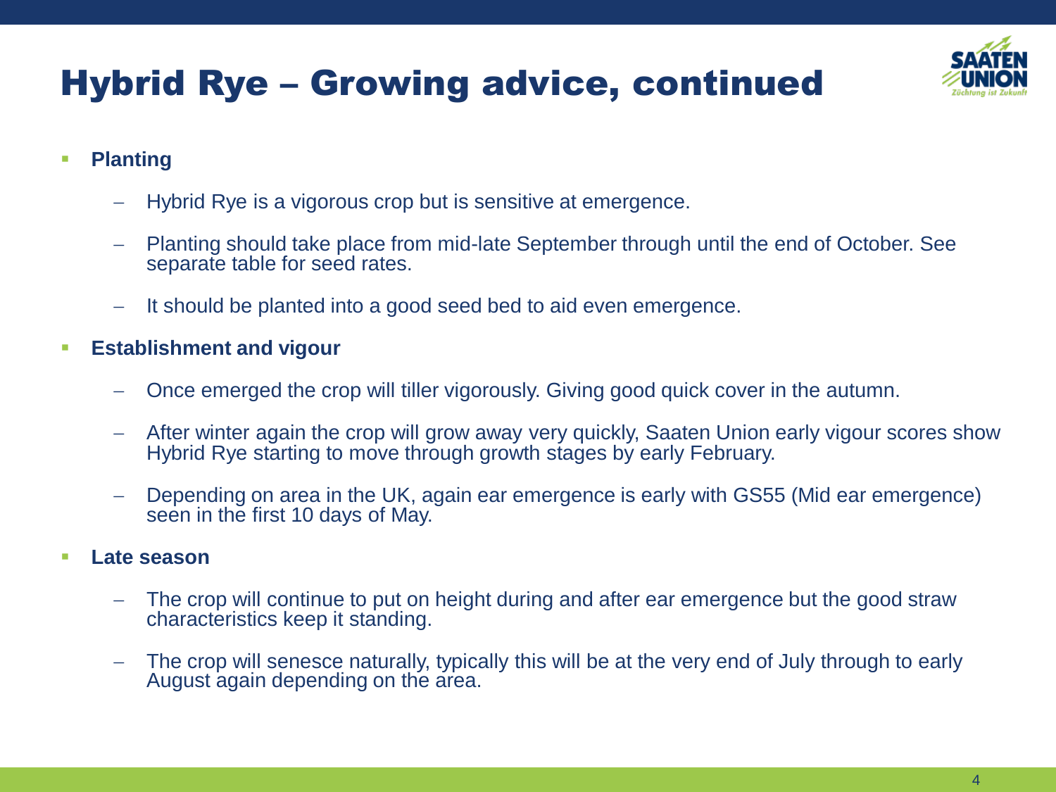# Hybrid Rye – Growing advice, continued

- **Planting**
  - Hybrid Rye is a vigorous crop but is sensitive at emergence.
  - Planting should take place from mid-late September through until the end of October. See separate table for seed rates.
  - It should be planted into a good seed bed to aid even emergence.
- **Establishment and vigour**
  - Once emerged the crop will tiller vigorously. Giving good quick cover in the autumn.
  - After winter again the crop will grow away very quickly, Saaten Union early vigour scores show Hybrid Rye starting to move through growth stages by early February.
  - Depending on area in the UK, again ear emergence is early with GS55 (Mid ear emergence) seen in the first 10 days of May.
- **Late season**
  - The crop will continue to put on height during and after ear emergence but the good straw characteristics keep it standing.
  - The crop will senesce naturally, typically this will be at the very end of July through to early August again depending on the area.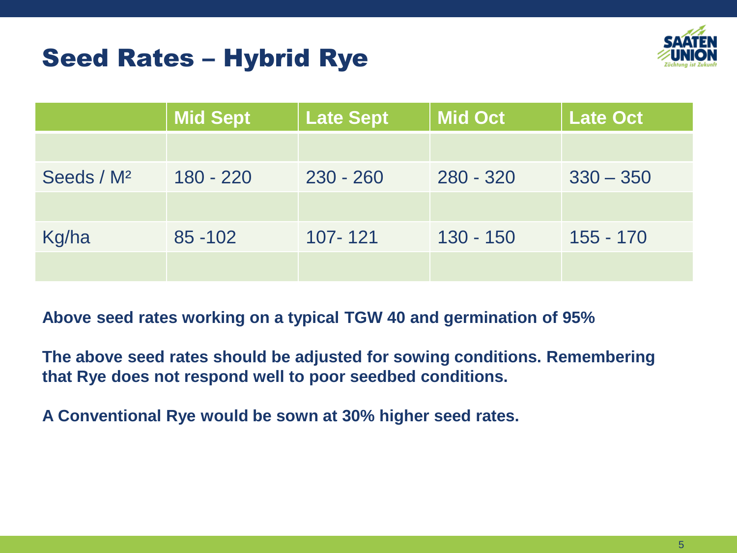# Seed Rates – Hybrid Rye

| | Mid Sept | Late Sept | Mid Oct | Late Oct |
|---|---|---|---|---|
| | | | | |
| Seeds / M² | 180 - 220 | 230 - 260 | 280 - 320 | 330 – 350 |
| | | | | |
| Kg/ha | 85 -102 | 107- 121 | 130 - 150 | 155 - 170 |
| | | | | |

**Above seed rates working on a typical TGW 40 and germination of 95%**

**The above seed rates should be adjusted for sowing conditions. Remembering that Rye does not respond well to poor seedbed conditions.**

**A Conventional Rye would be sown at 30% higher seed rates.**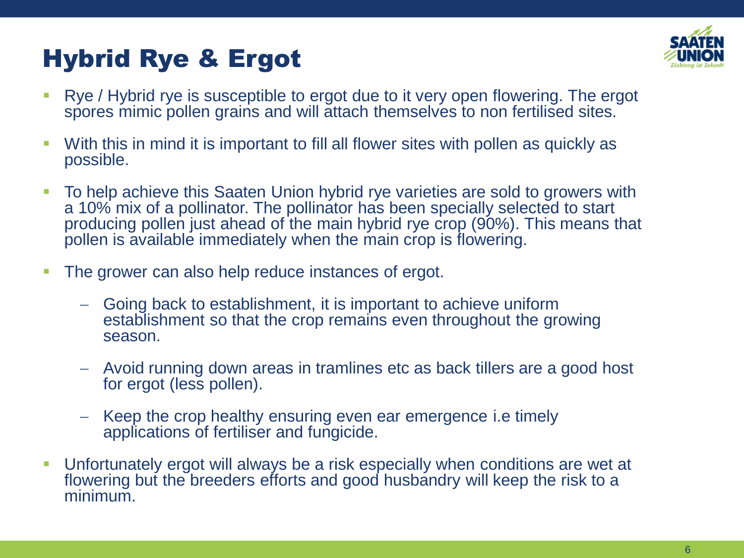# Hybrid Rye & Ergot

- Rye / Hybrid rye is susceptible to ergot due to it very open flowering. The ergot spores mimic pollen grains and will attach themselves to non fertilised sites.
- With this in mind it is important to fill all flower sites with pollen as quickly as possible.
- To help achieve this Saaten Union hybrid rye varieties are sold to growers with a 10% mix of a pollinator. The pollinator has been specially selected to start producing pollen just ahead of the main hybrid rye crop (90%). This means that pollen is available immediately when the main crop is flowering.
- The grower can also help reduce instances of ergot.
  - Going back to establishment, it is important to achieve uniform establishment so that the crop remains even throughout the growing season.
  - Avoid running down areas in tramlines etc as back tillers are a good host for ergot (less pollen).
  - Keep the crop healthy ensuring even ear emergence i.e timely applications of fertiliser and fungicide.
- Unfortunately ergot will always be a risk especially when conditions are wet at flowering but the breeders efforts and good husbandry will keep the risk to a minimum.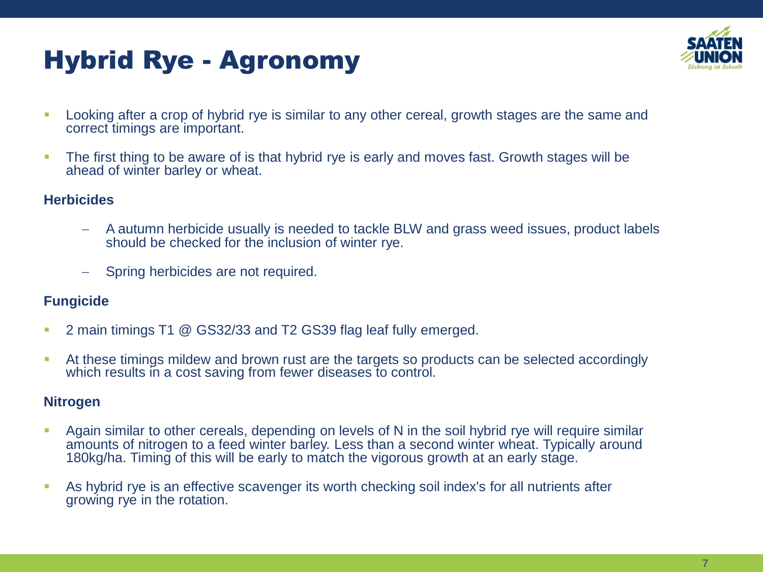# Hybrid Rye - Agronomy

- Looking after a crop of hybrid rye is similar to any other cereal, growth stages are the same and correct timings are important.
- The first thing to be aware of is that hybrid rye is early and moves fast. Growth stages will be ahead of winter barley or wheat.

**Herbicides**

- A autumn herbicide usually is needed to tackle BLW and grass weed issues, product labels should be checked for the inclusion of winter rye.
- Spring herbicides are not required.

**Fungicide**

- 2 main timings T1 @ GS32/33 and T2 GS39 flag leaf fully emerged.
- At these timings mildew and brown rust are the targets so products can be selected accordingly which results in a cost saving from fewer diseases to control.

**Nitrogen**

- Again similar to other cereals, depending on levels of N in the soil hybrid rye will require similar amounts of nitrogen to a feed winter barley. Less than a second winter wheat. Typically around 180kg/ha. Timing of this will be early to match the vigorous growth at an early stage.
- As hybrid rye is an effective scavenger its worth checking soil index's for all nutrients after growing rye in the rotation.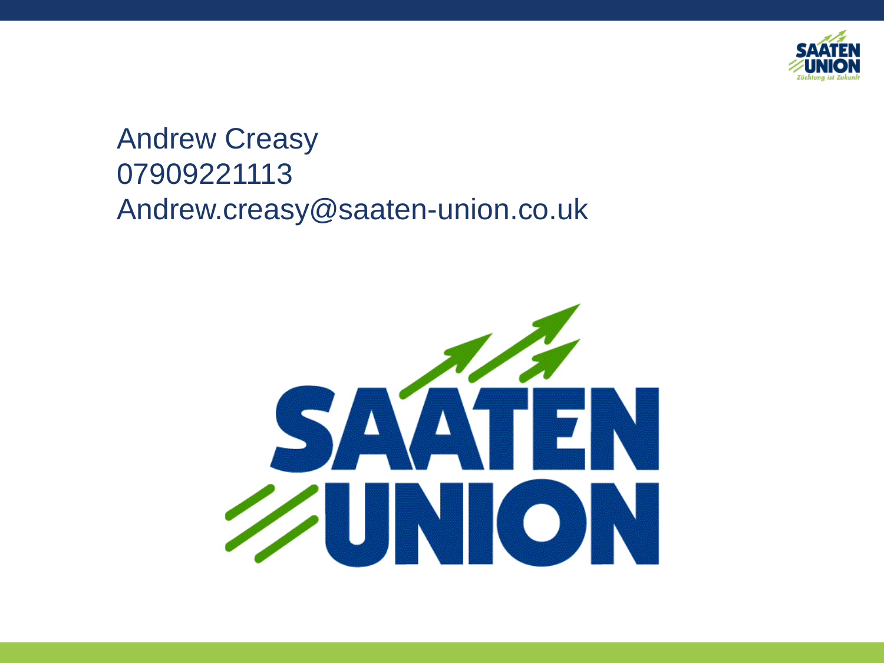Andrew Creasy
07909221113
Andrew.creasy@saaten-union.co.uk